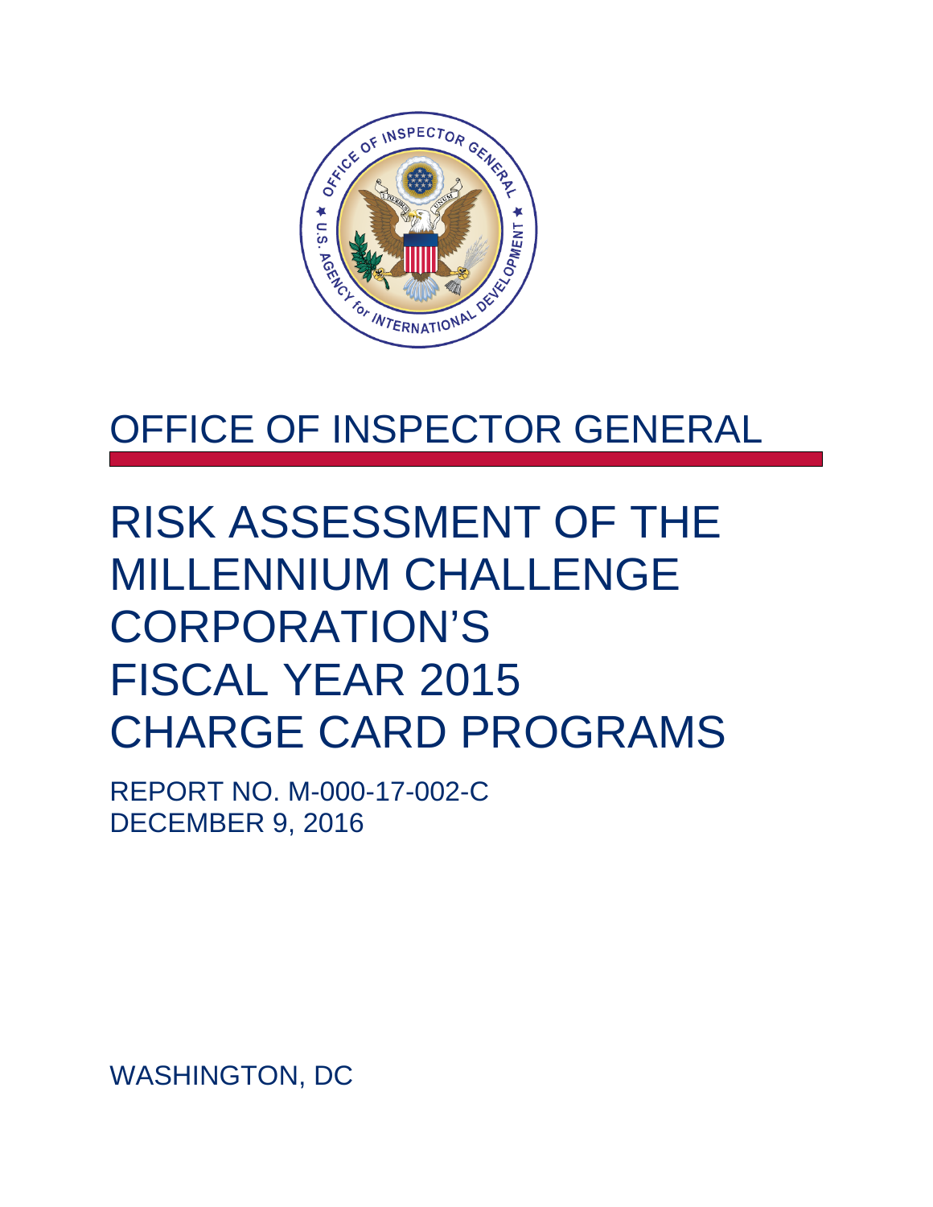# OFFICE OF INSPECTOR GENERAL

# RISK ASSESSMENT OF THE MILLENNIUM CHALLENGE CORPORATION'S FISCAL YEAR 2015 CHARGE CARD PROGRAMS

REPORT NO. M-000-17-002-C
DECEMBER 9, 2016

WASHINGTON, DC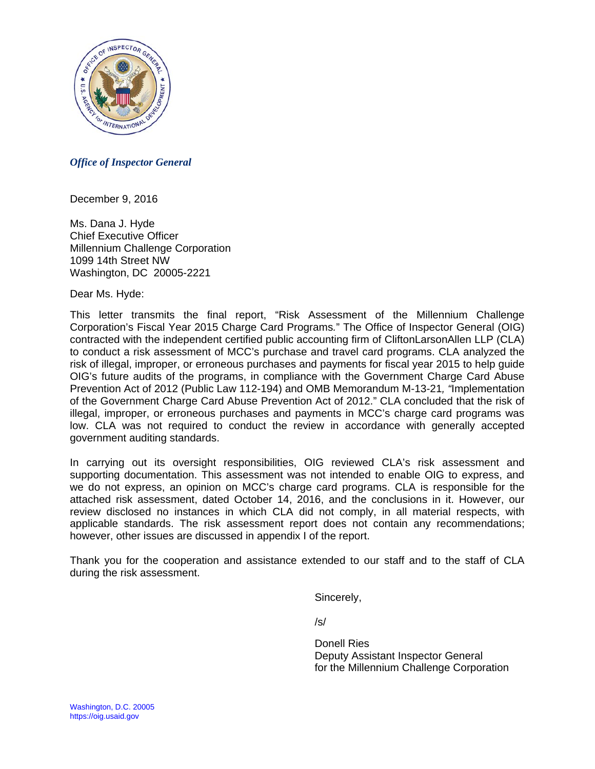*Office of Inspector General*

December 9, 2016

Ms. Dana J. Hyde
Chief Executive Officer
Millennium Challenge Corporation
1099 14th Street NW
Washington, DC 20005-2221

Dear Ms. Hyde:

This letter transmits the final report, "Risk Assessment of the Millennium Challenge Corporation's Fiscal Year 2015 Charge Card Programs." The Office of Inspector General (OIG) contracted with the independent certified public accounting firm of CliftonLarsonAllen LLP (CLA) to conduct a risk assessment of MCC's purchase and travel card programs. CLA analyzed the risk of illegal, improper, or erroneous purchases and payments for fiscal year 2015 to help guide OIG's future audits of the programs, in compliance with the Government Charge Card Abuse Prevention Act of 2012 (Public Law 112-194) and OMB Memorandum M-13-21*, "*Implementation of the Government Charge Card Abuse Prevention Act of 2012." CLA concluded that the risk of illegal, improper, or erroneous purchases and payments in MCC's charge card programs was low. CLA was not required to conduct the review in accordance with generally accepted government auditing standards.

In carrying out its oversight responsibilities, OIG reviewed CLA's risk assessment and supporting documentation. This assessment was not intended to enable OIG to express, and we do not express, an opinion on MCC's charge card programs. CLA is responsible for the attached risk assessment, dated October 14, 2016, and the conclusions in it. However, our review disclosed no instances in which CLA did not comply, in all material respects, with applicable standards. The risk assessment report does not contain any recommendations; however, other issues are discussed in appendix I of the report.

Thank you for the cooperation and assistance extended to our staff and to the staff of CLA during the risk assessment.

Sincerely,

/s/

Donell Ries
Deputy Assistant Inspector General
for the Millennium Challenge Corporation

Washington, D.C. 20005
https://oig.usaid.gov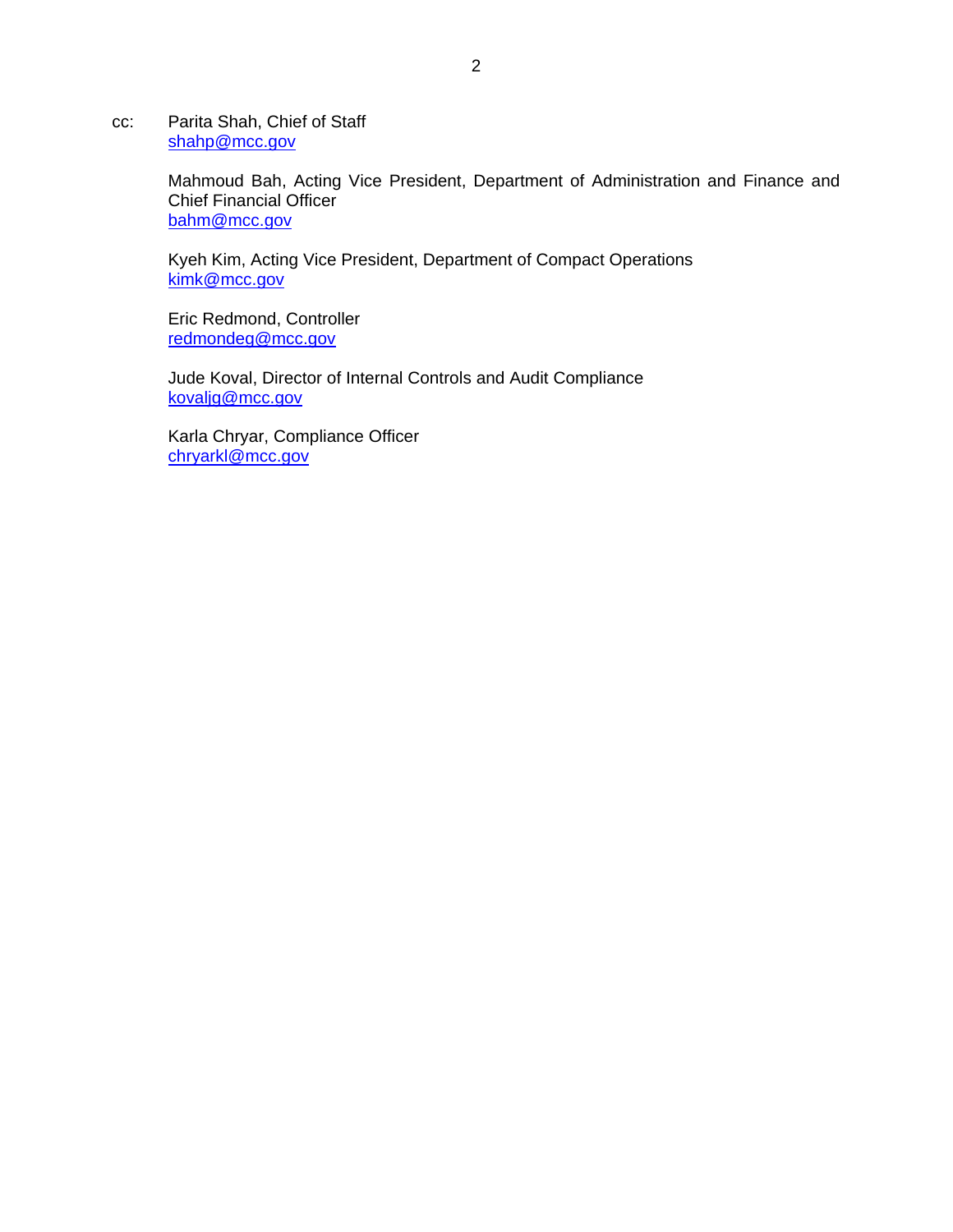cc: Parita Shah, Chief of Staff
shahp@mcc.gov

Mahmoud Bah, Acting Vice President, Department of Administration and Finance and Chief Financial Officer
bahm@mcc.gov

Kyeh Kim, Acting Vice President, Department of Compact Operations
kimk@mcc.gov

Eric Redmond, Controller
redmondeg@mcc.gov

Jude Koval, Director of Internal Controls and Audit Compliance
kovaljg@mcc.gov

Karla Chryar, Compliance Officer
chryarkl@mcc.gov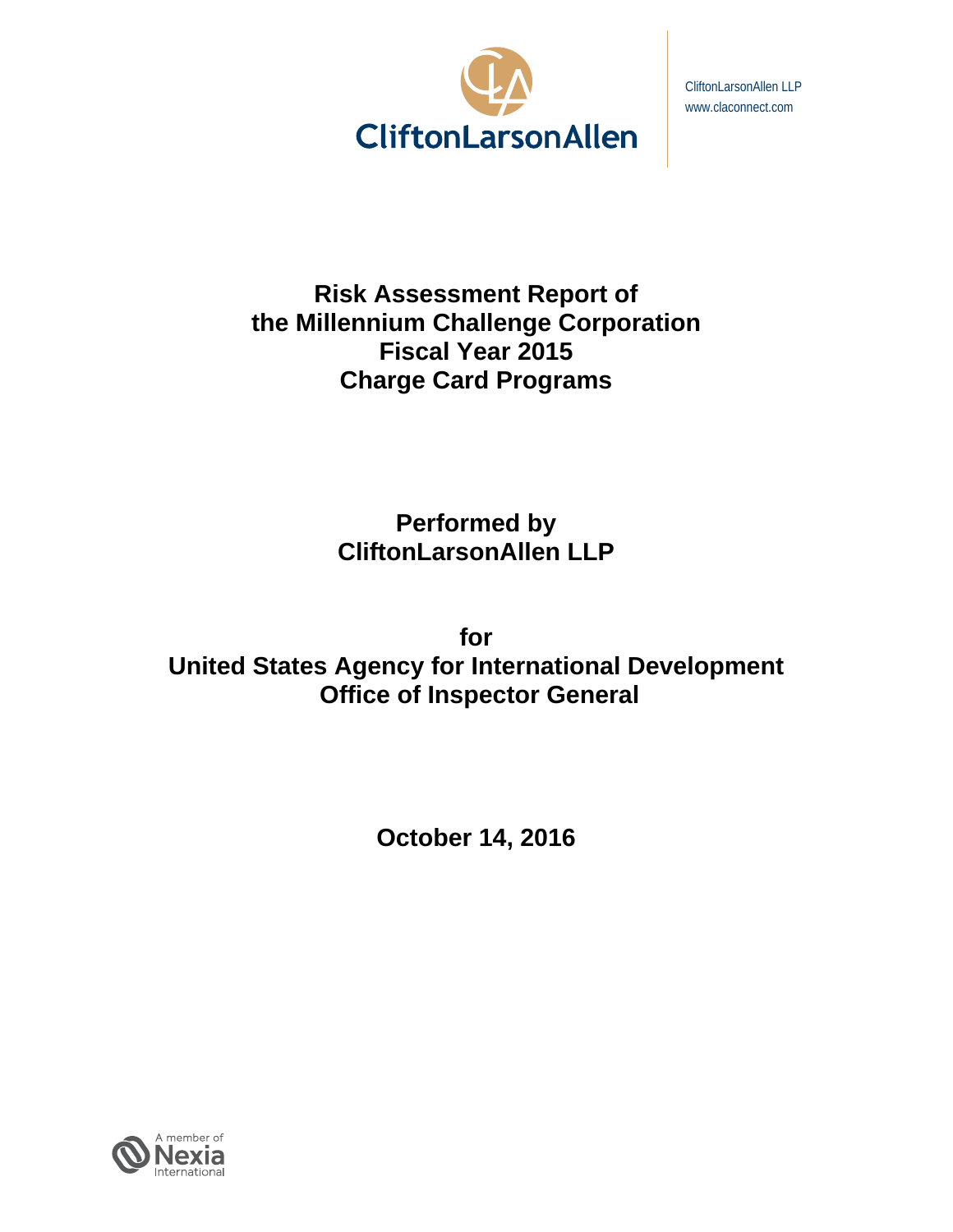CliftonLarsonAllen LLP
www.claconnect.com

# Risk Assessment Report of the Millennium Challenge Corporation Fiscal Year 2015 Charge Card Programs

## Performed by CliftonLarsonAllen LLP

## for United States Agency for International Development Office of Inspector General

## October 14, 2016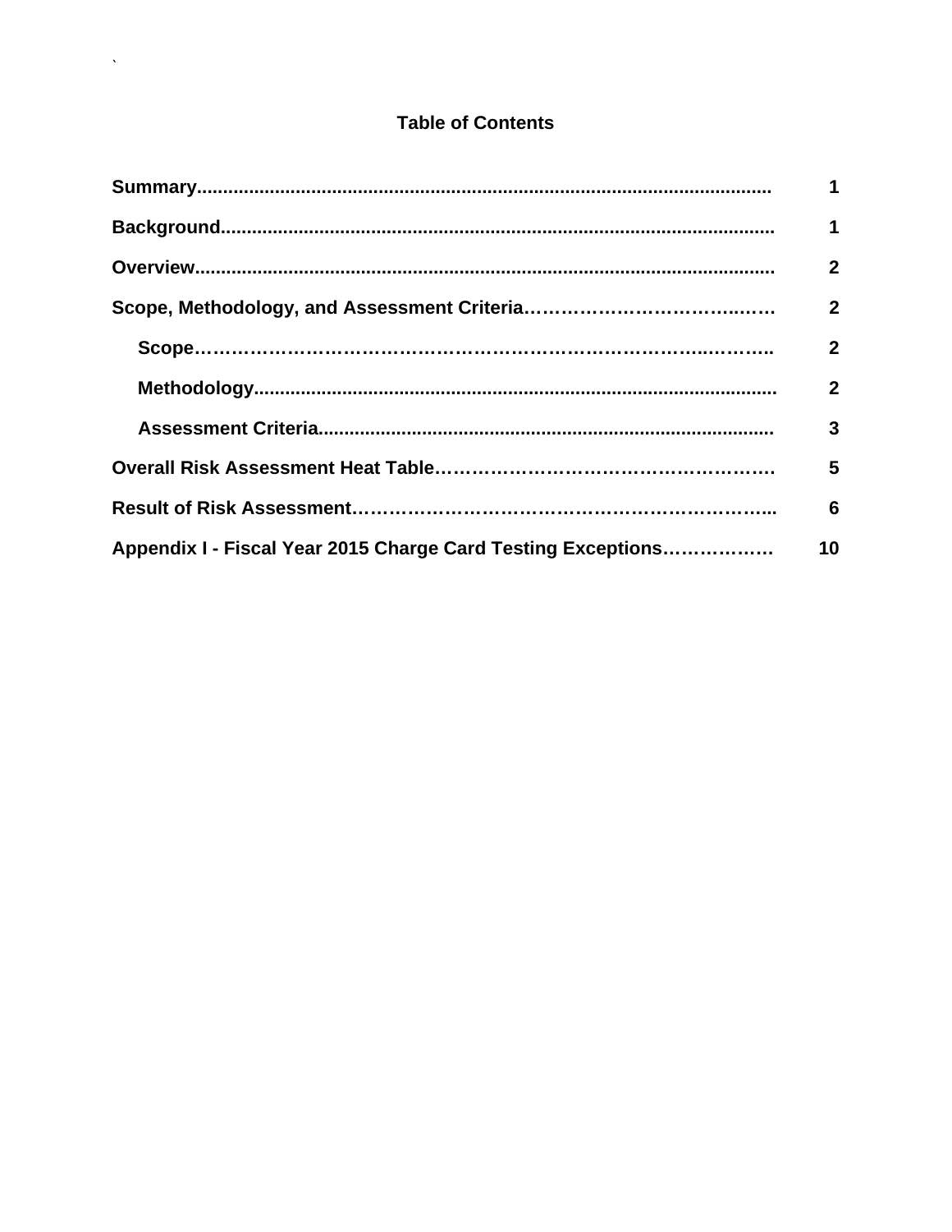# Table of Contents

| | |
|---|---|
| **Summary** | **1** |
| **Background** | **1** |
| **Overview** | **2** |
| **Scope, Methodology, and Assessment Criteria** | **2** |
| &nbsp;&nbsp;&nbsp;&nbsp;**Scope** | **2** |
| &nbsp;&nbsp;&nbsp;&nbsp;**Methodology** | **2** |
| &nbsp;&nbsp;&nbsp;&nbsp;**Assessment Criteria** | **3** |
| **Overall Risk Assessment Heat Table** | **5** |
| **Result of Risk Assessment** | **6** |
| **Appendix I - Fiscal Year 2015 Charge Card Testing Exceptions** | **10** |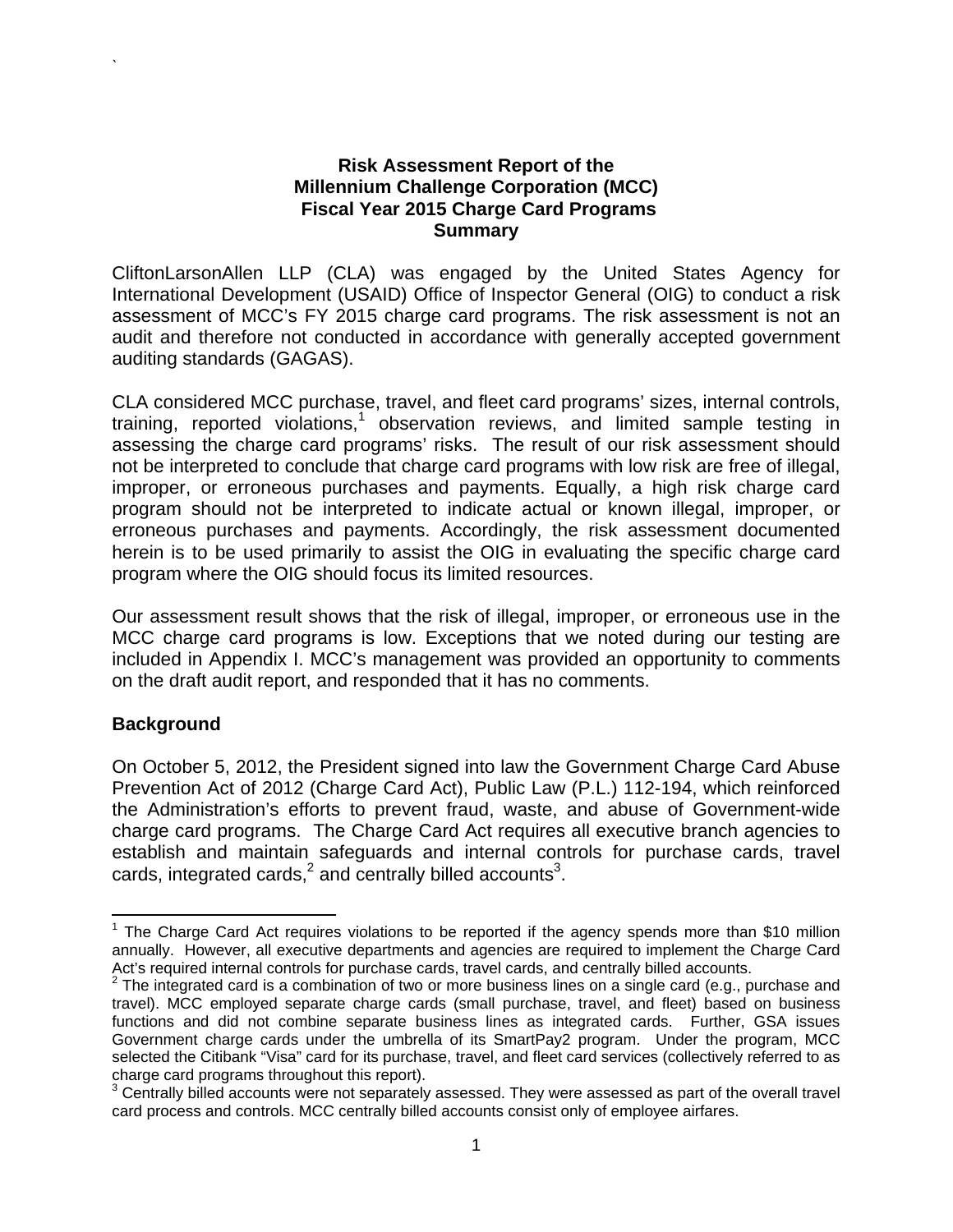# Risk Assessment Report of the Millennium Challenge Corporation (MCC) Fiscal Year 2015 Charge Card Programs Summary

CliftonLarsonAllen LLP (CLA) was engaged by the United States Agency for International Development (USAID) Office of Inspector General (OIG) to conduct a risk assessment of MCC's FY 2015 charge card programs. The risk assessment is not an audit and therefore not conducted in accordance with generally accepted government auditing standards (GAGAS).

CLA considered MCC purchase, travel, and fleet card programs' sizes, internal controls, training, reported violations,[1] observation reviews, and limited sample testing in assessing the charge card programs' risks. The result of our risk assessment should not be interpreted to conclude that charge card programs with low risk are free of illegal, improper, or erroneous purchases and payments. Equally, a high risk charge card program should not be interpreted to indicate actual or known illegal, improper, or erroneous purchases and payments. Accordingly, the risk assessment documented herein is to be used primarily to assist the OIG in evaluating the specific charge card program where the OIG should focus its limited resources.

Our assessment result shows that the risk of illegal, improper, or erroneous use in the MCC charge card programs is low. Exceptions that we noted during our testing are included in Appendix I. MCC's management was provided an opportunity to comments on the draft audit report, and responded that it has no comments.

## Background

On October 5, 2012, the President signed into law the Government Charge Card Abuse Prevention Act of 2012 (Charge Card Act), Public Law (P.L.) 112-194, which reinforced the Administration's efforts to prevent fraud, waste, and abuse of Government-wide charge card programs. The Charge Card Act requires all executive branch agencies to establish and maintain safeguards and internal controls for purchase cards, travel cards, integrated cards,[2] and centrally billed accounts[3].

---

[1] The Charge Card Act requires violations to be reported if the agency spends more than $10 million annually. However, all executive departments and agencies are required to implement the Charge Card Act's required internal controls for purchase cards, travel cards, and centrally billed accounts.

[2] The integrated card is a combination of two or more business lines on a single card (e.g., purchase and travel). MCC employed separate charge cards (small purchase, travel, and fleet) based on business functions and did not combine separate business lines as integrated cards. Further, GSA issues Government charge cards under the umbrella of its SmartPay2 program. Under the program, MCC selected the Citibank "Visa" card for its purchase, travel, and fleet card services (collectively referred to as charge card programs throughout this report).

[3] Centrally billed accounts were not separately assessed. They were assessed as part of the overall travel card process and controls. MCC centrally billed accounts consist only of employee airfares.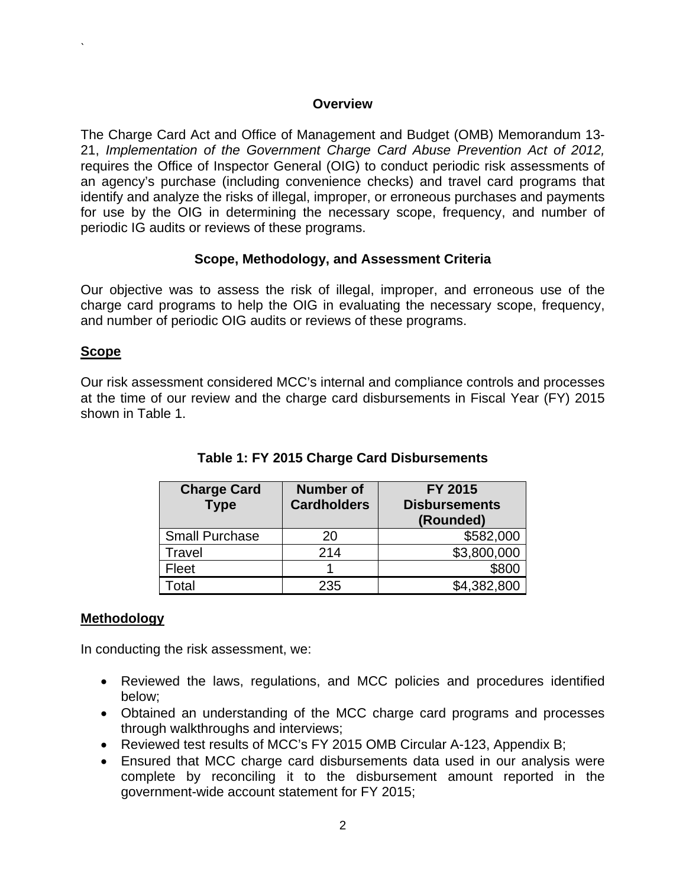## Overview

The Charge Card Act and Office of Management and Budget (OMB) Memorandum 13-21, *Implementation of the Government Charge Card Abuse Prevention Act of 2012,* requires the Office of Inspector General (OIG) to conduct periodic risk assessments of an agency's purchase (including convenience checks) and travel card programs that identify and analyze the risks of illegal, improper, or erroneous purchases and payments for use by the OIG in determining the necessary scope, frequency, and number of periodic IG audits or reviews of these programs.

## Scope, Methodology, and Assessment Criteria

Our objective was to assess the risk of illegal, improper, and erroneous use of the charge card programs to help the OIG in evaluating the necessary scope, frequency, and number of periodic OIG audits or reviews of these programs.

### Scope

Our risk assessment considered MCC's internal and compliance controls and processes at the time of our review and the charge card disbursements in Fiscal Year (FY) 2015 shown in Table 1.

**Table 1: FY 2015 Charge Card Disbursements**

| Charge Card Type | Number of Cardholders | FY 2015 Disbursements (Rounded) |
|---|---|---|
| Small Purchase | 20 | $582,000 |
| Travel | 214 | $3,800,000 |
| Fleet | 1 | $800 |
| Total | 235 | $4,382,800 |

### Methodology

In conducting the risk assessment, we:

- Reviewed the laws, regulations, and MCC policies and procedures identified below;
- Obtained an understanding of the MCC charge card programs and processes through walkthroughs and interviews;
- Reviewed test results of MCC's FY 2015 OMB Circular A-123, Appendix B;
- Ensured that MCC charge card disbursements data used in our analysis were complete by reconciling it to the disbursement amount reported in the government-wide account statement for FY 2015;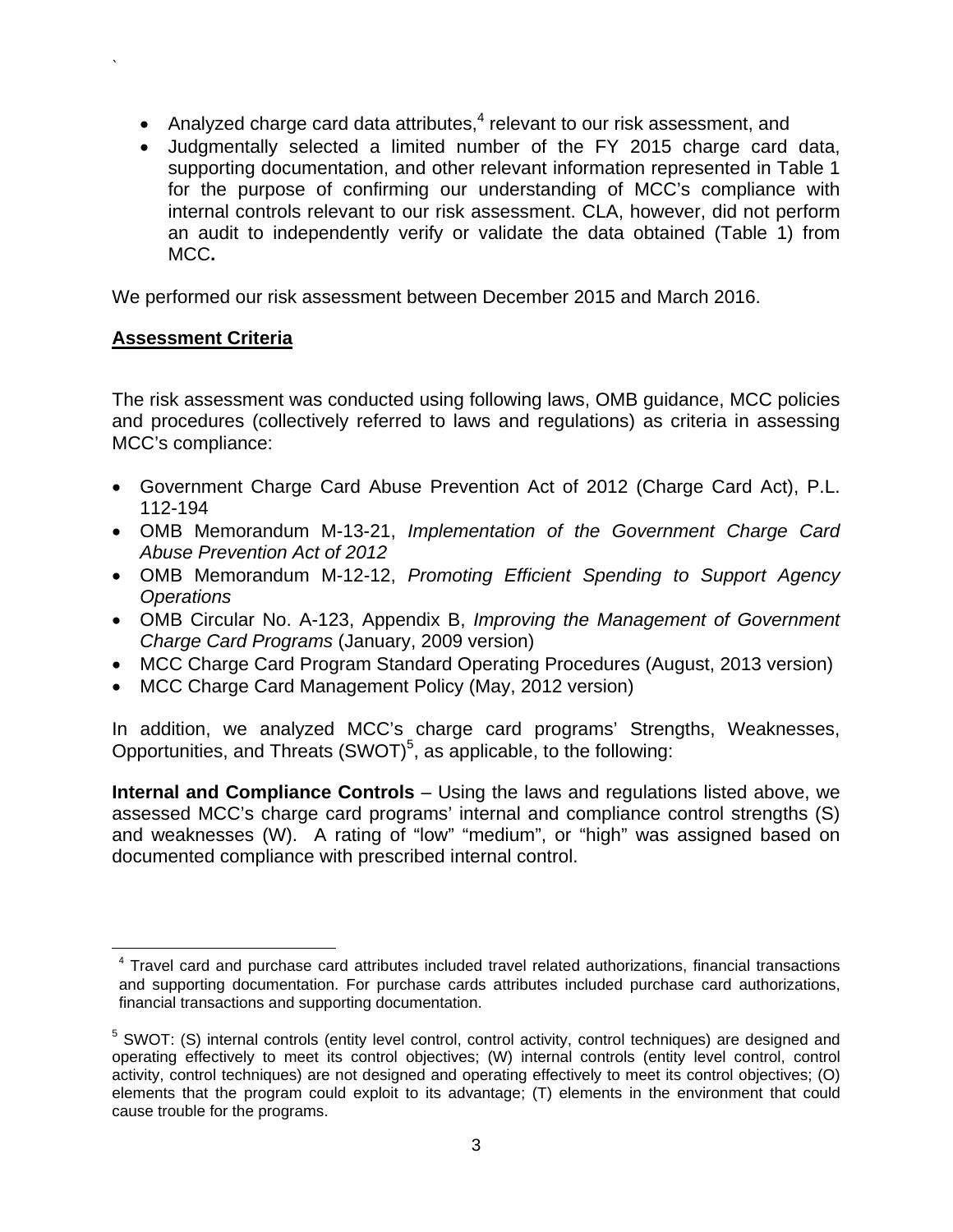- Analyzed charge card data attributes,[4] relevant to our risk assessment, and
- Judgmentally selected a limited number of the FY 2015 charge card data, supporting documentation, and other relevant information represented in Table 1 for the purpose of confirming our understanding of MCC's compliance with internal controls relevant to our risk assessment. CLA, however, did not perform an audit to independently verify or validate the data obtained (Table 1) from MCC**.**

We performed our risk assessment between December 2015 and March 2016.

**Assessment Criteria**

The risk assessment was conducted using following laws, OMB guidance, MCC policies and procedures (collectively referred to laws and regulations) as criteria in assessing MCC's compliance:

- Government Charge Card Abuse Prevention Act of 2012 (Charge Card Act), P.L. 112-194
- OMB Memorandum M-13-21, *Implementation of the Government Charge Card Abuse Prevention Act of 2012*
- OMB Memorandum M-12-12, *Promoting Efficient Spending to Support Agency Operations*
- OMB Circular No. A-123, Appendix B, *Improving the Management of Government Charge Card Programs* (January, 2009 version)
- MCC Charge Card Program Standard Operating Procedures (August, 2013 version)
- MCC Charge Card Management Policy (May, 2012 version)

In addition, we analyzed MCC's charge card programs' Strengths, Weaknesses, Opportunities, and Threats (SWOT)[5], as applicable, to the following:

**Internal and Compliance Controls** – Using the laws and regulations listed above, we assessed MCC's charge card programs' internal and compliance control strengths (S) and weaknesses (W). A rating of "low" "medium", or "high" was assigned based on documented compliance with prescribed internal control.

[4] Travel card and purchase card attributes included travel related authorizations, financial transactions and supporting documentation. For purchase cards attributes included purchase card authorizations, financial transactions and supporting documentation.

[5] SWOT: (S) internal controls (entity level control, control activity, control techniques) are designed and operating effectively to meet its control objectives; (W) internal controls (entity level control, control activity, control techniques) are not designed and operating effectively to meet its control objectives; (O) elements that the program could exploit to its advantage; (T) elements in the environment that could cause trouble for the programs.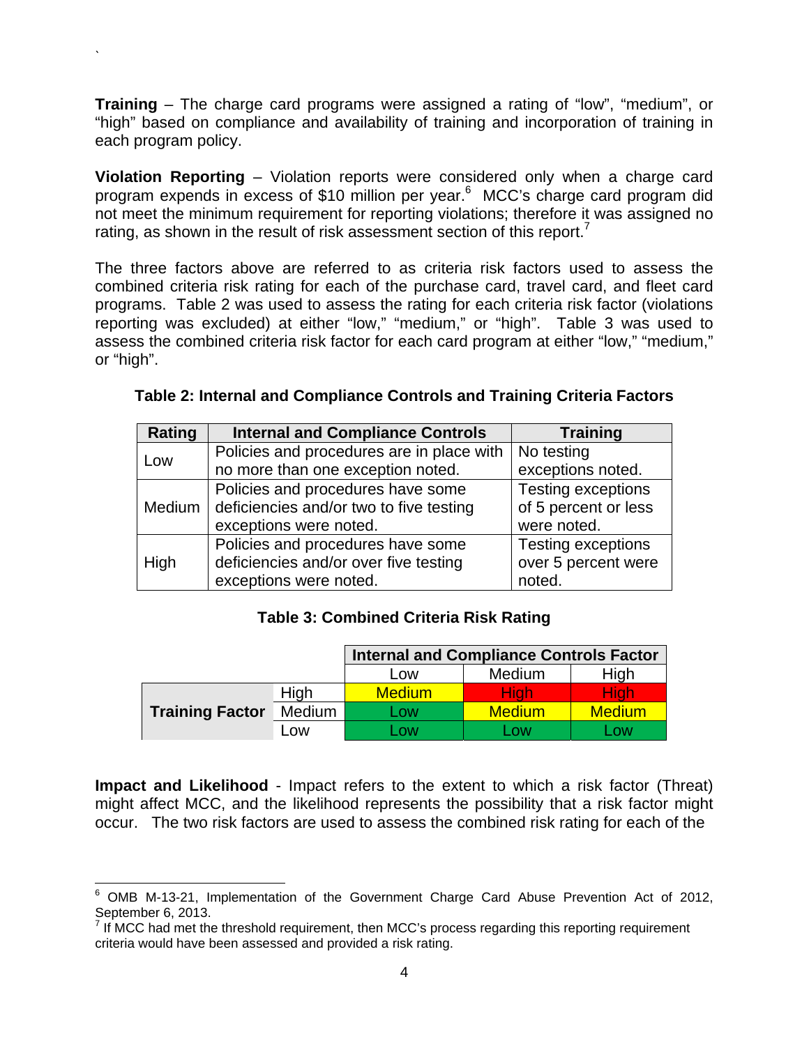**Training** – The charge card programs were assigned a rating of "low", "medium", or "high" based on compliance and availability of training and incorporation of training in each program policy.

**Violation Reporting** – Violation reports were considered only when a charge card program expends in excess of $10 million per year.[6] MCC's charge card program did not meet the minimum requirement for reporting violations; therefore it was assigned no rating, as shown in the result of risk assessment section of this report.[7]

The three factors above are referred to as criteria risk factors used to assess the combined criteria risk rating for each of the purchase card, travel card, and fleet card programs. Table 2 was used to assess the rating for each criteria risk factor (violations reporting was excluded) at either "low," "medium," or "high". Table 3 was used to assess the combined criteria risk factor for each card program at either "low," "medium," or "high".

**Table 2: Internal and Compliance Controls and Training Criteria Factors**

| Rating | Internal and Compliance Controls | Training |
|---|---|---|
| Low | Policies and procedures are in place with no more than one exception noted. | No testing exceptions noted. |
| Medium | Policies and procedures have some deficiencies and/or two to five testing exceptions were noted. | Testing exceptions of 5 percent or less were noted. |
| High | Policies and procedures have some deficiencies and/or over five testing exceptions were noted. | Testing exceptions over 5 percent were noted. |

**Table 3: Combined Criteria Risk Rating**

| | | Internal and Compliance Controls Factor | | |
|---|---|---|---|---|
| | | Low | Medium | High |
| **Training Factor** | High | Medium | High | High |
| | Medium | Low | Medium | Medium |
| | Low | Low | Low | Low |

**Impact and Likelihood** - Impact refers to the extent to which a risk factor (Threat) might affect MCC, and the likelihood represents the possibility that a risk factor might occur. The two risk factors are used to assess the combined risk rating for each of the

[6] OMB M-13-21, Implementation of the Government Charge Card Abuse Prevention Act of 2012, September 6, 2013.

[7] If MCC had met the threshold requirement, then MCC's process regarding this reporting requirement criteria would have been assessed and provided a risk rating.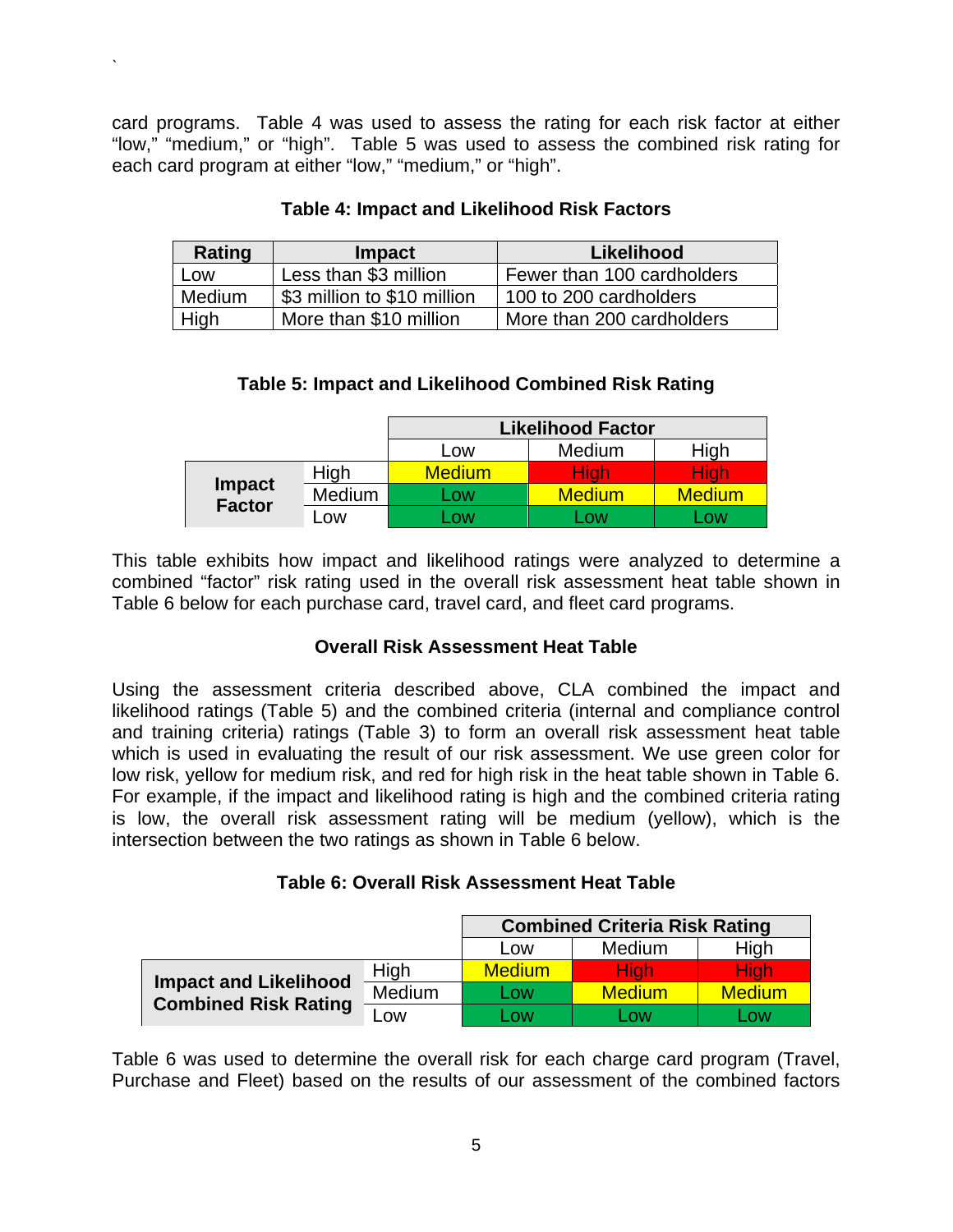card programs. Table 4 was used to assess the rating for each risk factor at either "low," "medium," or "high". Table 5 was used to assess the combined risk rating for each card program at either "low," "medium," or "high".

**Table 4: Impact and Likelihood Risk Factors**

| Rating | Impact | Likelihood |
|---|---|---|
| Low | Less than $3 million | Fewer than 100 cardholders |
| Medium | $3 million to $10 million | 100 to 200 cardholders |
| High | More than $10 million | More than 200 cardholders |

**Table 5: Impact and Likelihood Combined Risk Rating**

| | | Likelihood Factor | | |
|---|---|---|---|---|
| | | Low | Medium | High |
| Impact Factor | High | Medium | High | High |
| | Medium | Low | Medium | Medium |
| | Low | Low | Low | Low |

This table exhibits how impact and likelihood ratings were analyzed to determine a combined "factor" risk rating used in the overall risk assessment heat table shown in Table 6 below for each purchase card, travel card, and fleet card programs.

**Overall Risk Assessment Heat Table**

Using the assessment criteria described above, CLA combined the impact and likelihood ratings (Table 5) and the combined criteria (internal and compliance control and training criteria) ratings (Table 3) to form an overall risk assessment heat table which is used in evaluating the result of our risk assessment. We use green color for low risk, yellow for medium risk, and red for high risk in the heat table shown in Table 6. For example, if the impact and likelihood rating is high and the combined criteria rating is low, the overall risk assessment rating will be medium (yellow), which is the intersection between the two ratings as shown in Table 6 below.

**Table 6: Overall Risk Assessment Heat Table**

| | | Combined Criteria Risk Rating | | |
|---|---|---|---|---|
| | | Low | Medium | High |
| Impact and Likelihood Combined Risk Rating | High | Medium | High | High |
| | Medium | Low | Medium | Medium |
| | Low | Low | Low | Low |

Table 6 was used to determine the overall risk for each charge card program (Travel, Purchase and Fleet) based on the results of our assessment of the combined factors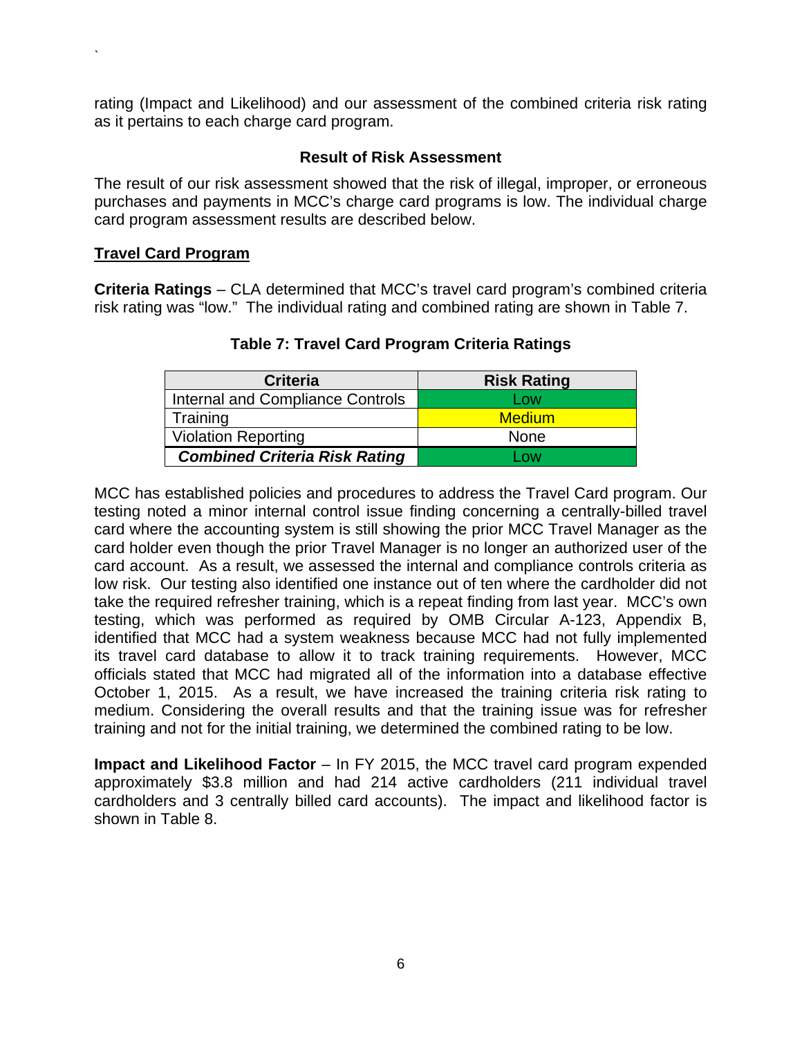rating (Impact and Likelihood) and our assessment of the combined criteria risk rating as it pertains to each charge card program.

### Result of Risk Assessment

The result of our risk assessment showed that the risk of illegal, improper, or erroneous purchases and payments in MCC's charge card programs is low. The individual charge card program assessment results are described below.

#### Travel Card Program

**Criteria Ratings** – CLA determined that MCC's travel card program's combined criteria risk rating was "low." The individual rating and combined rating are shown in Table 7.

**Table 7: Travel Card Program Criteria Ratings**

| Criteria | Risk Rating |
| --- | --- |
| Internal and Compliance Controls | Low |
| Training | Medium |
| Violation Reporting | None |
| ***Combined Criteria Risk Rating*** | Low |

MCC has established policies and procedures to address the Travel Card program. Our testing noted a minor internal control issue finding concerning a centrally-billed travel card where the accounting system is still showing the prior MCC Travel Manager as the card holder even though the prior Travel Manager is no longer an authorized user of the card account. As a result, we assessed the internal and compliance controls criteria as low risk. Our testing also identified one instance out of ten where the cardholder did not take the required refresher training, which is a repeat finding from last year. MCC's own testing, which was performed as required by OMB Circular A-123, Appendix B, identified that MCC had a system weakness because MCC had not fully implemented its travel card database to allow it to track training requirements. However, MCC officials stated that MCC had migrated all of the information into a database effective October 1, 2015. As a result, we have increased the training criteria risk rating to medium. Considering the overall results and that the training issue was for refresher training and not for the initial training, we determined the combined rating to be low.

**Impact and Likelihood Factor** – In FY 2015, the MCC travel card program expended approximately \$3.8 million and had 214 active cardholders (211 individual travel cardholders and 3 centrally billed card accounts). The impact and likelihood factor is shown in Table 8.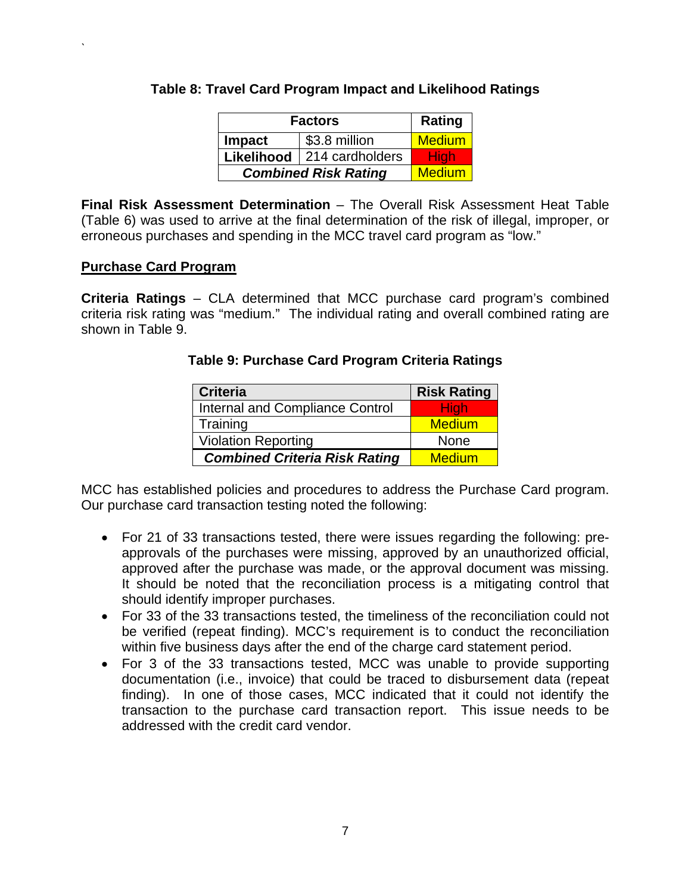**Table 8: Travel Card Program Impact and Likelihood Ratings**

| Factors | | Rating |
|---|---|---|
| **Impact** | $3.8 million | Medium |
| **Likelihood** | 214 cardholders | High |
| ***Combined Risk Rating*** | | Medium |

**Final Risk Assessment Determination** – The Overall Risk Assessment Heat Table (Table 6) was used to arrive at the final determination of the risk of illegal, improper, or erroneous purchases and spending in the MCC travel card program as "low."

**Purchase Card Program**

**Criteria Ratings** – CLA determined that MCC purchase card program's combined criteria risk rating was "medium." The individual rating and overall combined rating are shown in Table 9.

**Table 9: Purchase Card Program Criteria Ratings**

| Criteria | Risk Rating |
|---|---|
| Internal and Compliance Control | High |
| Training | Medium |
| Violation Reporting | None |
| ***Combined Criteria Risk Rating*** | Medium |

MCC has established policies and procedures to address the Purchase Card program. Our purchase card transaction testing noted the following:

- For 21 of 33 transactions tested, there were issues regarding the following: pre-approvals of the purchases were missing, approved by an unauthorized official, approved after the purchase was made, or the approval document was missing. It should be noted that the reconciliation process is a mitigating control that should identify improper purchases.
- For 33 of the 33 transactions tested, the timeliness of the reconciliation could not be verified (repeat finding). MCC's requirement is to conduct the reconciliation within five business days after the end of the charge card statement period.
- For 3 of the 33 transactions tested, MCC was unable to provide supporting documentation (i.e., invoice) that could be traced to disbursement data (repeat finding). In one of those cases, MCC indicated that it could not identify the transaction to the purchase card transaction report. This issue needs to be addressed with the credit card vendor.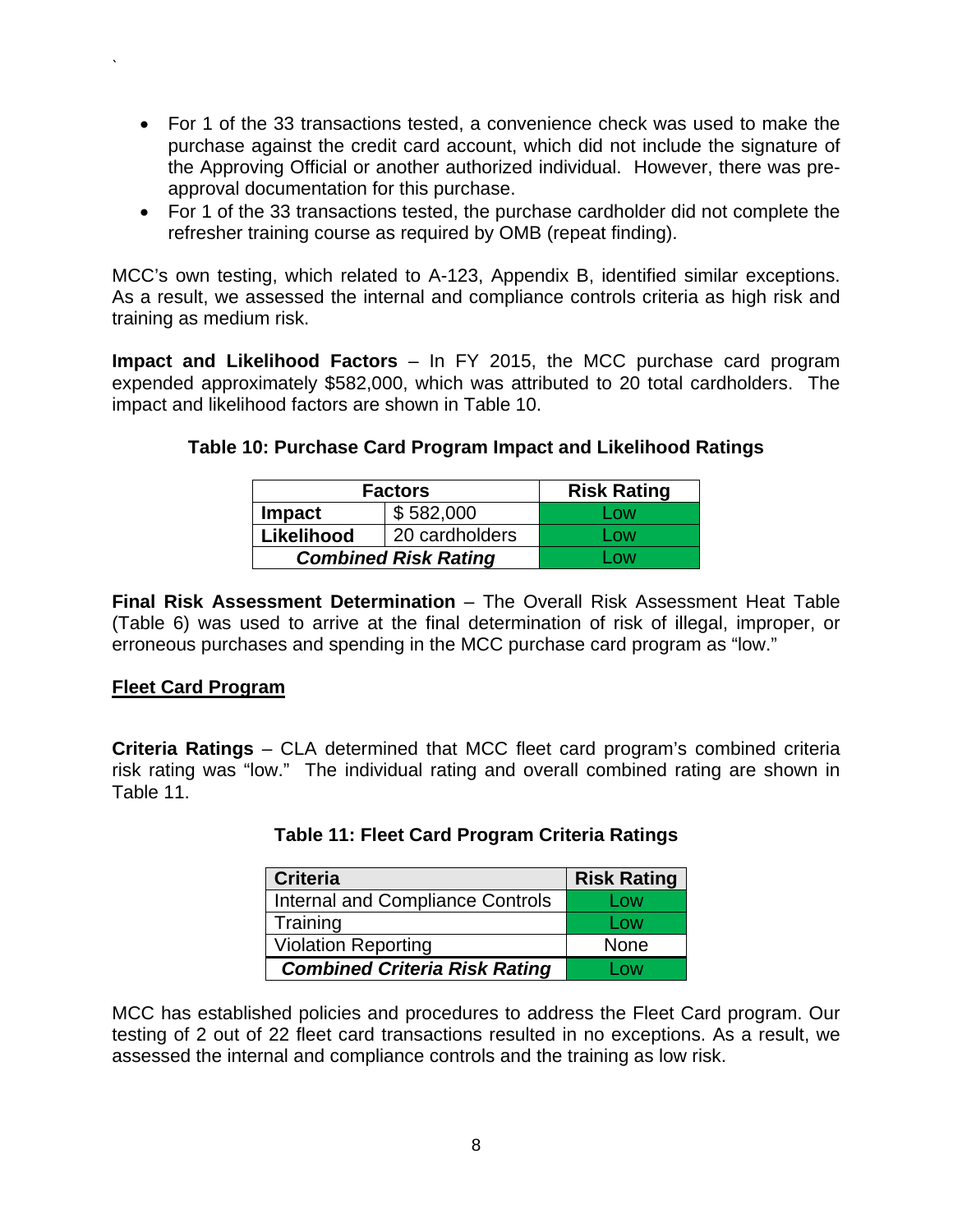- For 1 of the 33 transactions tested, a convenience check was used to make the purchase against the credit card account, which did not include the signature of the Approving Official or another authorized individual. However, there was pre-approval documentation for this purchase.
- For 1 of the 33 transactions tested, the purchase cardholder did not complete the refresher training course as required by OMB (repeat finding).

MCC's own testing, which related to A-123, Appendix B, identified similar exceptions. As a result, we assessed the internal and compliance controls criteria as high risk and training as medium risk.

**Impact and Likelihood Factors** – In FY 2015, the MCC purchase card program expended approximately $582,000, which was attributed to 20 total cardholders. The impact and likelihood factors are shown in Table 10.

**Table 10: Purchase Card Program Impact and Likelihood Ratings**

| Factors | | Risk Rating |
|---|---|---|
| **Impact** | $ 582,000 | Low |
| **Likelihood** | 20 cardholders | Low |
| ***Combined Risk Rating*** | | Low |

**Final Risk Assessment Determination** – The Overall Risk Assessment Heat Table (Table 6) was used to arrive at the final determination of risk of illegal, improper, or erroneous purchases and spending in the MCC purchase card program as "low."

## Fleet Card Program

**Criteria Ratings** – CLA determined that MCC fleet card program's combined criteria risk rating was "low." The individual rating and overall combined rating are shown in Table 11.

**Table 11: Fleet Card Program Criteria Ratings**

| Criteria | Risk Rating |
|---|---|
| Internal and Compliance Controls | Low |
| Training | Low |
| Violation Reporting | None |
| ***Combined Criteria Risk Rating*** | Low |

MCC has established policies and procedures to address the Fleet Card program. Our testing of 2 out of 22 fleet card transactions resulted in no exceptions. As a result, we assessed the internal and compliance controls and the training as low risk.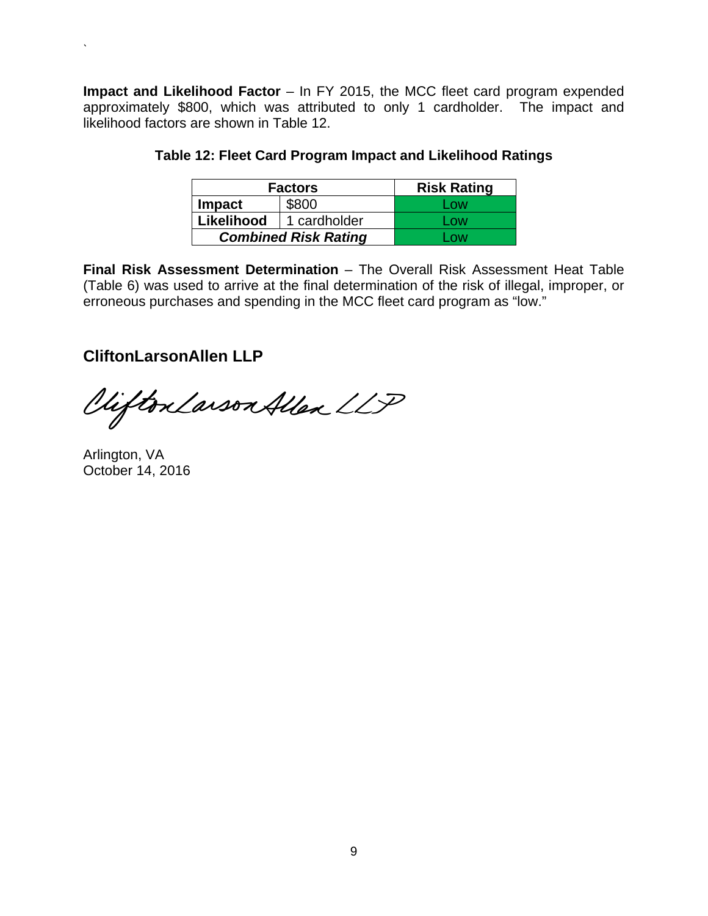**Impact and Likelihood Factor** – In FY 2015, the MCC fleet card program expended approximately $800, which was attributed to only 1 cardholder. The impact and likelihood factors are shown in Table 12.

**Table 12: Fleet Card Program Impact and Likelihood Ratings**

| Factors | | Risk Rating |
|---|---|---|
| **Impact** | $800 | Low |
| **Likelihood** | 1 cardholder | Low |
| ***Combined Risk Rating*** | | Low |

**Final Risk Assessment Determination** – The Overall Risk Assessment Heat Table (Table 6) was used to arrive at the final determination of the risk of illegal, improper, or erroneous purchases and spending in the MCC fleet card program as "low."

**CliftonLarsonAllen LLP**

CliftonLarsonAllen LLP

Arlington, VA
October 14, 2016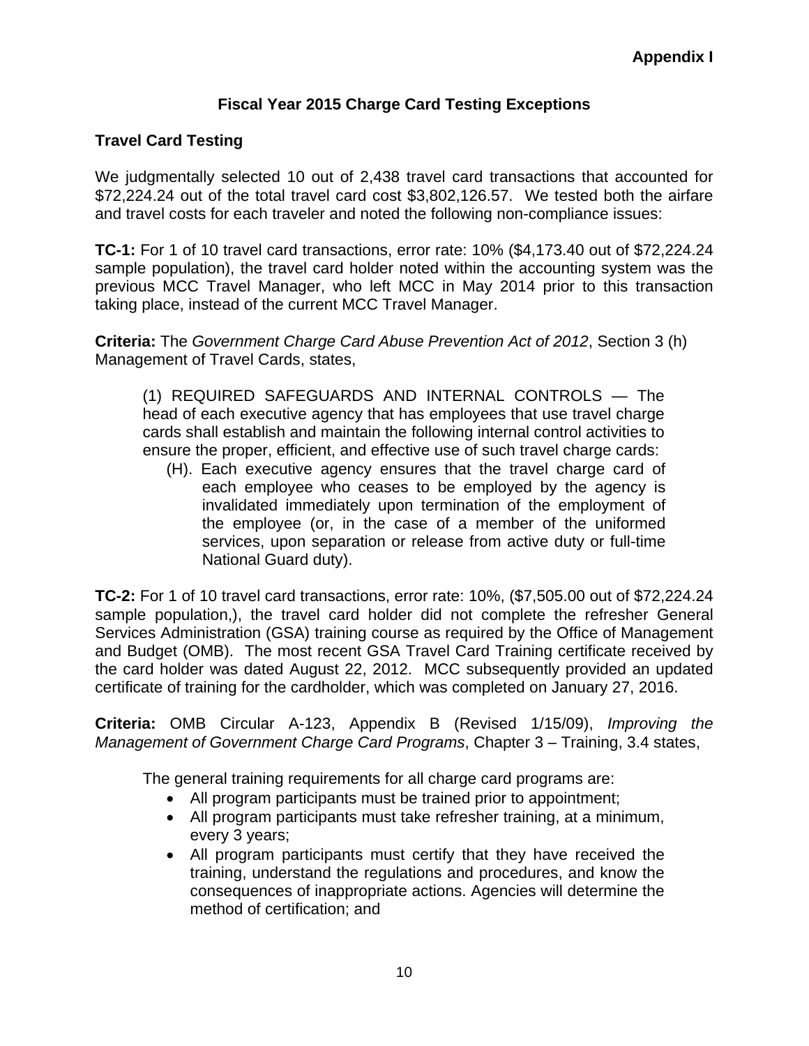**Appendix I**

## Fiscal Year 2015 Charge Card Testing Exceptions

### Travel Card Testing

We judgmentally selected 10 out of 2,438 travel card transactions that accounted for $72,224.24 out of the total travel card cost $3,802,126.57. We tested both the airfare and travel costs for each traveler and noted the following non-compliance issues:

**TC-1:** For 1 of 10 travel card transactions, error rate: 10% ($4,173.40 out of $72,224.24 sample population), the travel card holder noted within the accounting system was the previous MCC Travel Manager, who left MCC in May 2014 prior to this transaction taking place, instead of the current MCC Travel Manager.

**Criteria:** The *Government Charge Card Abuse Prevention Act of 2012*, Section 3 (h) Management of Travel Cards, states,

> (1) REQUIRED SAFEGUARDS AND INTERNAL CONTROLS — The head of each executive agency that has employees that use travel charge cards shall establish and maintain the following internal control activities to ensure the proper, efficient, and effective use of such travel charge cards:
>
> (H). Each executive agency ensures that the travel charge card of each employee who ceases to be employed by the agency is invalidated immediately upon termination of the employment of the employee (or, in the case of a member of the uniformed services, upon separation or release from active duty or full-time National Guard duty).

**TC-2:** For 1 of 10 travel card transactions, error rate: 10%, ($7,505.00 out of $72,224.24 sample population,), the travel card holder did not complete the refresher General Services Administration (GSA) training course as required by the Office of Management and Budget (OMB). The most recent GSA Travel Card Training certificate received by the card holder was dated August 22, 2012. MCC subsequently provided an updated certificate of training for the cardholder, which was completed on January 27, 2016.

**Criteria:** OMB Circular A-123, Appendix B (Revised 1/15/09), *Improving the Management of Government Charge Card Programs*, Chapter 3 – Training, 3.4 states,

> The general training requirements for all charge card programs are:
>
> - All program participants must be trained prior to appointment;
> - All program participants must take refresher training, at a minimum, every 3 years;
> - All program participants must certify that they have received the training, understand the regulations and procedures, and know the consequences of inappropriate actions. Agencies will determine the method of certification; and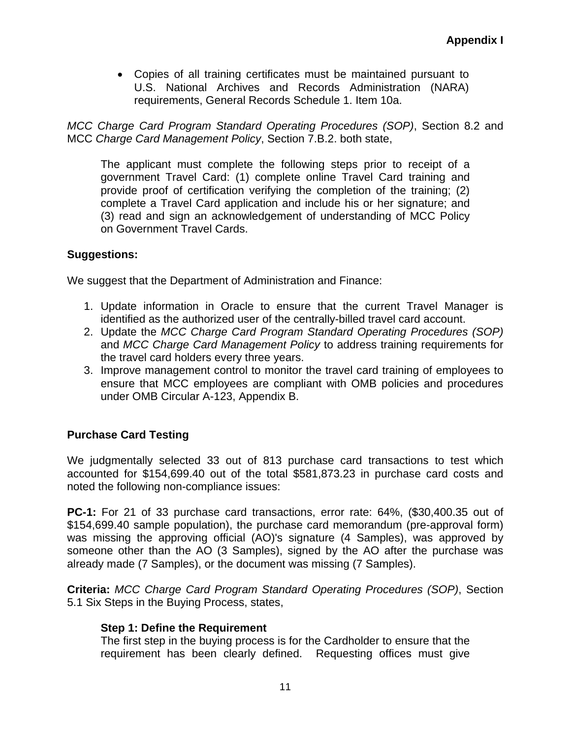**Appendix I**

- Copies of all training certificates must be maintained pursuant to U.S. National Archives and Records Administration (NARA) requirements, General Records Schedule 1. Item 10a.

*MCC Charge Card Program Standard Operating Procedures (SOP)*, Section 8.2 and MCC *Charge Card Management Policy*, Section 7.B.2. both state,

> The applicant must complete the following steps prior to receipt of a government Travel Card: (1) complete online Travel Card training and provide proof of certification verifying the completion of the training; (2) complete a Travel Card application and include his or her signature; and (3) read and sign an acknowledgement of understanding of MCC Policy on Government Travel Cards.

**Suggestions:**

We suggest that the Department of Administration and Finance:

1. Update information in Oracle to ensure that the current Travel Manager is identified as the authorized user of the centrally-billed travel card account.
2. Update the *MCC Charge Card Program Standard Operating Procedures (SOP)* and *MCC Charge Card Management Policy* to address training requirements for the travel card holders every three years.
3. Improve management control to monitor the travel card training of employees to ensure that MCC employees are compliant with OMB policies and procedures under OMB Circular A-123, Appendix B.

**Purchase Card Testing**

We judgmentally selected 33 out of 813 purchase card transactions to test which accounted for $154,699.40 out of the total $581,873.23 in purchase card costs and noted the following non-compliance issues:

**PC-1:** For 21 of 33 purchase card transactions, error rate: 64%, ($30,400.35 out of $154,699.40 sample population), the purchase card memorandum (pre-approval form) was missing the approving official (AO)'s signature (4 Samples), was approved by someone other than the AO (3 Samples), signed by the AO after the purchase was already made (7 Samples), or the document was missing (7 Samples).

**Criteria:** *MCC Charge Card Program Standard Operating Procedures (SOP)*, Section 5.1 Six Steps in the Buying Process, states,

> **Step 1: Define the Requirement**
> The first step in the buying process is for the Cardholder to ensure that the requirement has been clearly defined. Requesting offices must give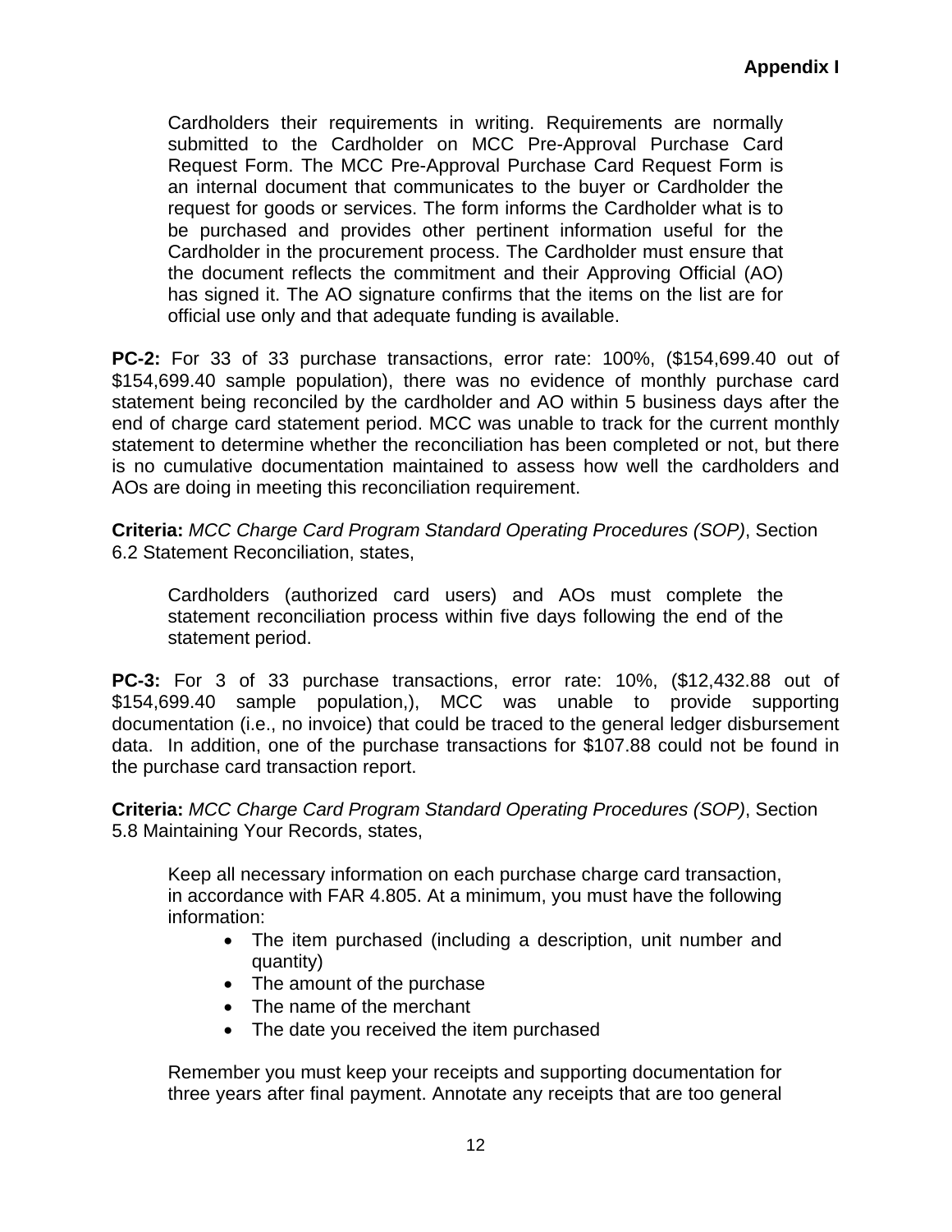Cardholders their requirements in writing. Requirements are normally submitted to the Cardholder on MCC Pre-Approval Purchase Card Request Form. The MCC Pre-Approval Purchase Card Request Form is an internal document that communicates to the buyer or Cardholder the request for goods or services. The form informs the Cardholder what is to be purchased and provides other pertinent information useful for the Cardholder in the procurement process. The Cardholder must ensure that the document reflects the commitment and their Approving Official (AO) has signed it. The AO signature confirms that the items on the list are for official use only and that adequate funding is available.

**PC-2:** For 33 of 33 purchase transactions, error rate: 100%, ($154,699.40 out of $154,699.40 sample population), there was no evidence of monthly purchase card statement being reconciled by the cardholder and AO within 5 business days after the end of charge card statement period. MCC was unable to track for the current monthly statement to determine whether the reconciliation has been completed or not, but there is no cumulative documentation maintained to assess how well the cardholders and AOs are doing in meeting this reconciliation requirement.

**Criteria:** *MCC Charge Card Program Standard Operating Procedures (SOP)*, Section 6.2 Statement Reconciliation, states,

> Cardholders (authorized card users) and AOs must complete the statement reconciliation process within five days following the end of the statement period.

**PC-3:** For 3 of 33 purchase transactions, error rate: 10%, ($12,432.88 out of $154,699.40 sample population,), MCC was unable to provide supporting documentation (i.e., no invoice) that could be traced to the general ledger disbursement data. In addition, one of the purchase transactions for $107.88 could not be found in the purchase card transaction report.

**Criteria:** *MCC Charge Card Program Standard Operating Procedures (SOP)*, Section 5.8 Maintaining Your Records, states,

> Keep all necessary information on each purchase charge card transaction, in accordance with FAR 4.805. At a minimum, you must have the following information:
>
> - The item purchased (including a description, unit number and quantity)
> - The amount of the purchase
> - The name of the merchant
> - The date you received the item purchased
>
> Remember you must keep your receipts and supporting documentation for three years after final payment. Annotate any receipts that are too general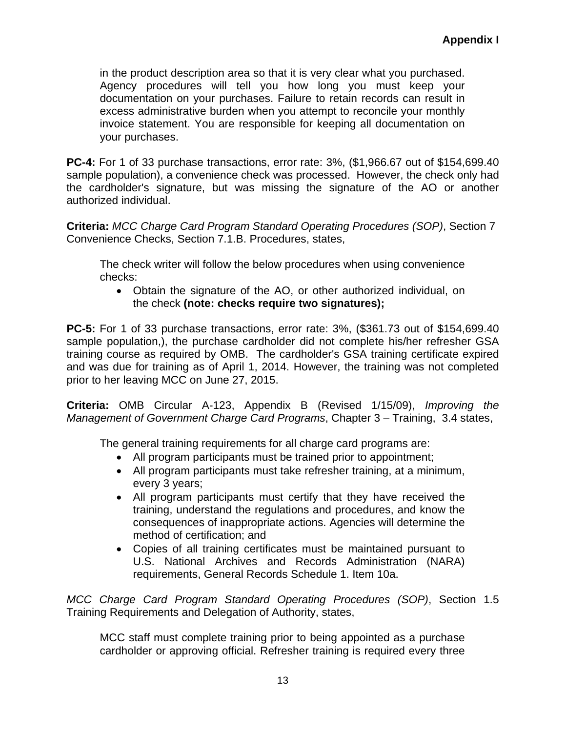in the product description area so that it is very clear what you purchased. Agency procedures will tell you how long you must keep your documentation on your purchases. Failure to retain records can result in excess administrative burden when you attempt to reconcile your monthly invoice statement. You are responsible for keeping all documentation on your purchases.

**PC-4:** For 1 of 33 purchase transactions, error rate: 3%, ($1,966.67 out of $154,699.40 sample population), a convenience check was processed. However, the check only had the cardholder's signature, but was missing the signature of the AO or another authorized individual.

**Criteria:** *MCC Charge Card Program Standard Operating Procedures (SOP)*, Section 7 Convenience Checks, Section 7.1.B. Procedures, states,

> The check writer will follow the below procedures when using convenience checks:
>
> - Obtain the signature of the AO, or other authorized individual, on the check **(note: checks require two signatures);**

**PC-5:** For 1 of 33 purchase transactions, error rate: 3%, ($361.73 out of $154,699.40 sample population,), the purchase cardholder did not complete his/her refresher GSA training course as required by OMB. The cardholder's GSA training certificate expired and was due for training as of April 1, 2014. However, the training was not completed prior to her leaving MCC on June 27, 2015.

**Criteria:** OMB Circular A-123, Appendix B (Revised 1/15/09), *Improving the Management of Government Charge Card Programs*, Chapter 3 – Training, 3.4 states,

> The general training requirements for all charge card programs are:
>
> - All program participants must be trained prior to appointment;
> - All program participants must take refresher training, at a minimum, every 3 years;
> - All program participants must certify that they have received the training, understand the regulations and procedures, and know the consequences of inappropriate actions. Agencies will determine the method of certification; and
> - Copies of all training certificates must be maintained pursuant to U.S. National Archives and Records Administration (NARA) requirements, General Records Schedule 1. Item 10a.

*MCC Charge Card Program Standard Operating Procedures (SOP)*, Section 1.5 Training Requirements and Delegation of Authority, states,

> MCC staff must complete training prior to being appointed as a purchase cardholder or approving official. Refresher training is required every three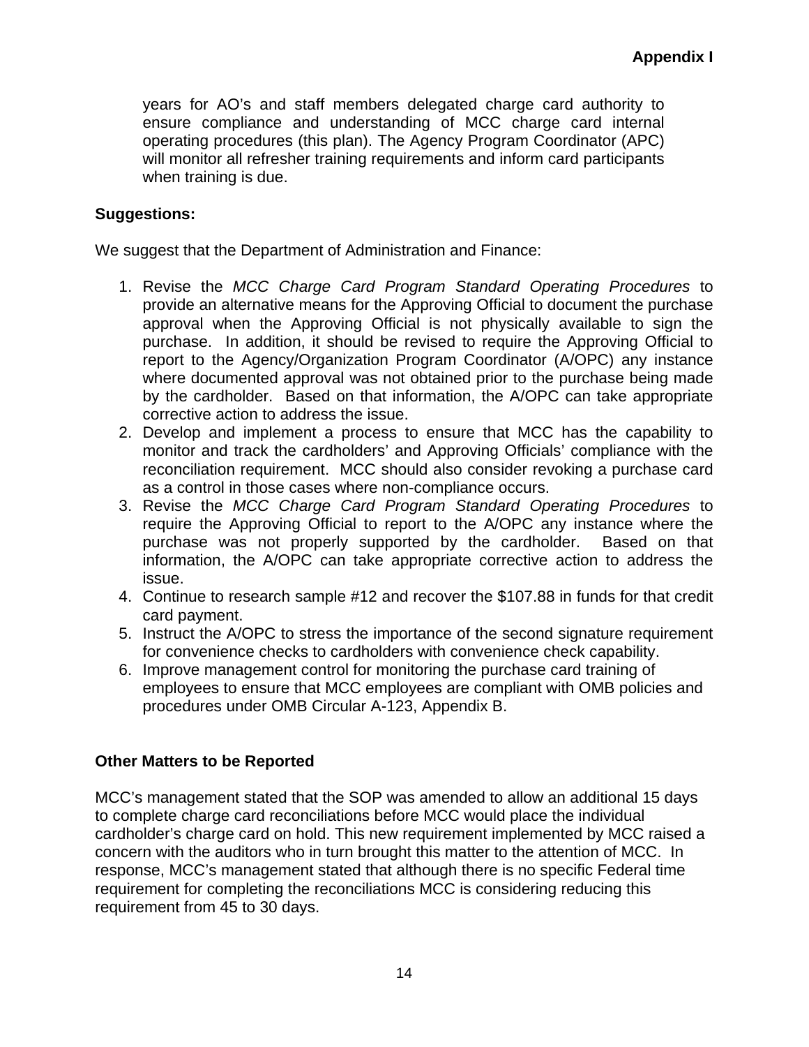years for AO's and staff members delegated charge card authority to ensure compliance and understanding of MCC charge card internal operating procedures (this plan). The Agency Program Coordinator (APC) will monitor all refresher training requirements and inform card participants when training is due.

**Suggestions:**

We suggest that the Department of Administration and Finance:

1. Revise the *MCC Charge Card Program Standard Operating Procedures* to provide an alternative means for the Approving Official to document the purchase approval when the Approving Official is not physically available to sign the purchase. In addition, it should be revised to require the Approving Official to report to the Agency/Organization Program Coordinator (A/OPC) any instance where documented approval was not obtained prior to the purchase being made by the cardholder. Based on that information, the A/OPC can take appropriate corrective action to address the issue.
2. Develop and implement a process to ensure that MCC has the capability to monitor and track the cardholders' and Approving Officials' compliance with the reconciliation requirement. MCC should also consider revoking a purchase card as a control in those cases where non-compliance occurs.
3. Revise the *MCC Charge Card Program Standard Operating Procedures* to require the Approving Official to report to the A/OPC any instance where the purchase was not properly supported by the cardholder. Based on that information, the A/OPC can take appropriate corrective action to address the issue.
4. Continue to research sample #12 and recover the $107.88 in funds for that credit card payment.
5. Instruct the A/OPC to stress the importance of the second signature requirement for convenience checks to cardholders with convenience check capability.
6. Improve management control for monitoring the purchase card training of employees to ensure that MCC employees are compliant with OMB policies and procedures under OMB Circular A-123, Appendix B.

**Other Matters to be Reported**

MCC's management stated that the SOP was amended to allow an additional 15 days to complete charge card reconciliations before MCC would place the individual cardholder's charge card on hold. This new requirement implemented by MCC raised a concern with the auditors who in turn brought this matter to the attention of MCC. In response, MCC's management stated that although there is no specific Federal time requirement for completing the reconciliations MCC is considering reducing this requirement from 45 to 30 days.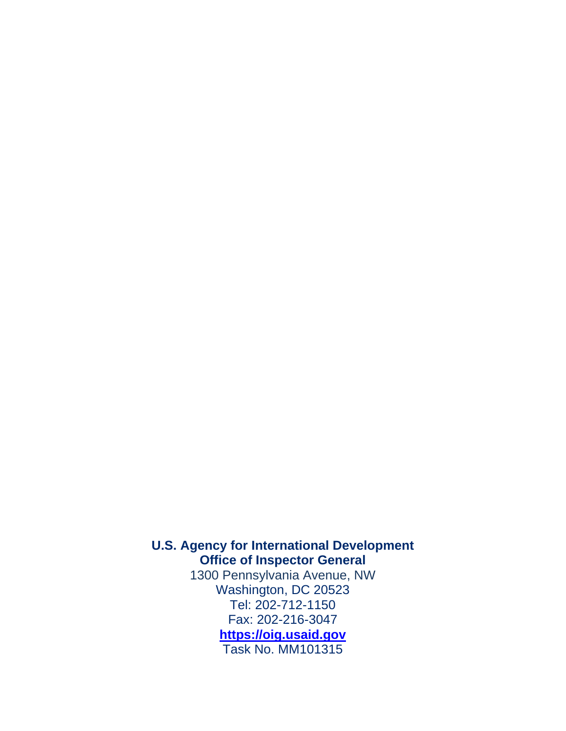**U.S. Agency for International Development**
**Office of Inspector General**
1300 Pennsylvania Avenue, NW
Washington, DC 20523
Tel: 202-712-1150
Fax: 202-216-3047
**https://oig.usaid.gov**
Task No. MM101315